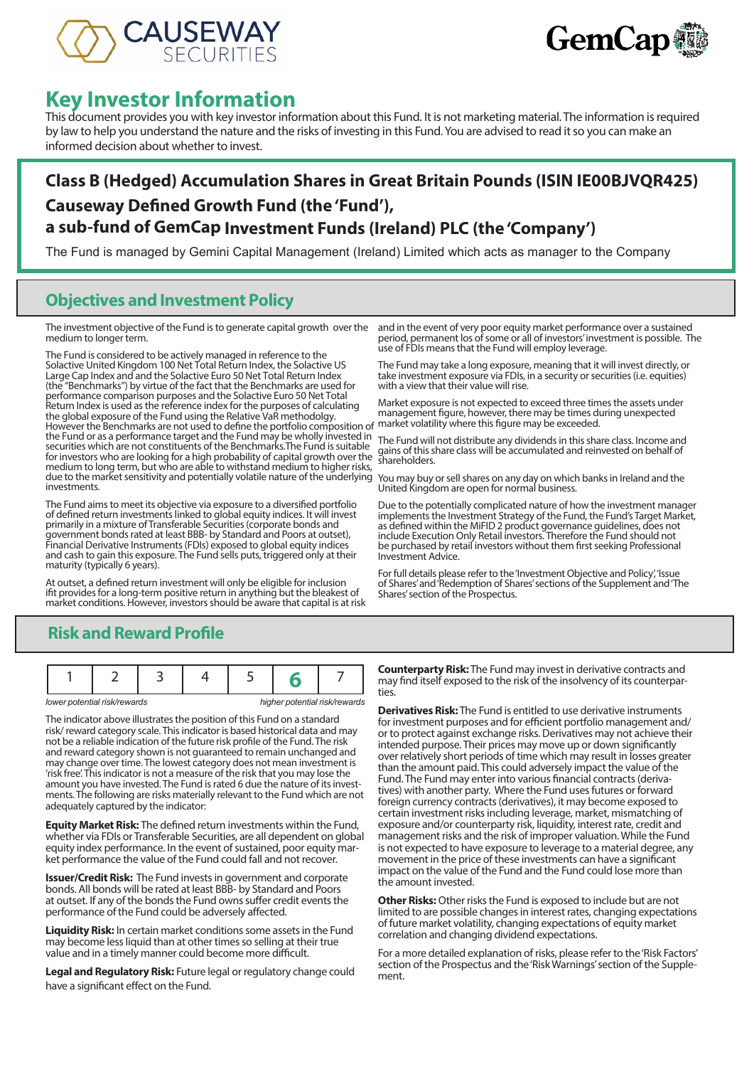# Key Investor Information

This document provides you with key investor information about this Fund. It is not marketing material. The information is required by law to help you understand the nature and the risks of investing in this Fund. You are advised to read it so you can make an informed decision about whether to invest.

## Class B (Hedged) Accumulation Shares in Great Britain Pounds (ISIN IE00BJVQR425)
## Causeway Defined Growth Fund (the 'Fund'),
## a sub-fund of GemCap Investment Funds (Ireland) PLC (the 'Company')

The Fund is managed by Gemini Capital Management (Ireland) Limited which acts as manager to the Company

## Objectives and Investment Policy

The investment objective of the Fund is to generate capital growth over the medium to longer term.

The Fund is considered to be actively managed in reference to the Solactive United Kingdom 100 Net Total Return Index, the Solactive US Large Cap Index and and the Solactive Euro 50 Net Total Return Index (the "Benchmarks") by virtue of the fact that the Benchmarks are used for performance comparison purposes and the Solactive Euro 50 Net Total Return Index is used as the reference index for the purposes of calculating the global exposure of the Fund using the Relative VaR methodology. However the Benchmarks are not used to define the portfolio composition of the Fund or as a performance target and the Fund may be wholly invested in securities which are not constituents of the Benchmarks.The Fund is suitable for investors who are looking for a high probability of capital growth over the medium to long term, but who are able to withstand medium to higher risks, due to the market sensitivity and potentially volatile nature of the underlying investments.

The Fund aims to meet its objective via exposure to a diversified portfolio of defined return investments linked to global equity indices. It will invest primarily in a mixture of Transferable Securities (corporate bonds and government bonds rated at least BBB- by Standard and Poors at outset), Financial Derivative Instruments (FDIs) exposed to global equity indices and cash to gain this exposure. The Fund sells puts, triggered only at their maturity (typically 6 years).

At outset, a defined return investment will only be eligible for inclusion ifit provides for a long-term positive return in anything but the bleakest of market conditions. However, investors should be aware that capital is at risk and in the event of very poor equity market performance over a sustained period, permanent los of some or all of investors' investment is possible. The use of FDIs means that the Fund will employ leverage.

The Fund may take a long exposure, meaning that it will invest directly, or take investment exposure via FDIs, in a security or securities (i.e. equities) with a view that their value will rise.

Market exposure is not expected to exceed three times the assets under management figure, however, there may be times during unexpected market volatility where this figure may be exceeded.

The Fund will not distribute any dividends in this share class. Income and gains of this share class will be accumulated and reinvested on behalf of shareholders.

You may buy or sell shares on any day on which banks in Ireland and the United Kingdom are open for normal business.

Due to the potentially complicated nature of how the investment manager implements the Investment Strategy of the Fund, the Fund's Target Market, as defined within the MiFID 2 product governance guidelines, does not include Execution Only Retail investors. Therefore the Fund should not be purchased by retail investors without them first seeking Professional Investment Advice.

For full details please refer to the 'Investment Objective and Policy', 'Issue of Shares' and 'Redemption of Shares' sections of the Supplement and 'The Shares' section of the Prospectus.

## Risk and Reward Profile

| 1 | 2 | 3 | 4 | 5 | **6** | 7 |
|---|---|---|---|---|---|---|

*lower potential risk/rewards* — *higher potential risk/rewards*

The indicator above illustrates the position of this Fund on a standard risk/ reward category scale. This indicator is based historical data and may not be a reliable indication of the future risk profile of the Fund. The risk and reward category shown is not guaranteed to remain unchanged and may change over time. The lowest category does not mean investment is 'risk free'. This indicator is not a measure of the risk that you may lose the amount you have invested. The Fund is rated 6 due the nature of its investments. The following are risks materially relevant to the Fund which are not adequately captured by the indicator:

**Equity Market Risk:** The defined return investments within the Fund, whether via FDIs or Transferable Securities, are all dependent on global equity index performance. In the event of sustained, poor equity market performance the value of the Fund could fall and not recover.

**Issuer/Credit Risk:** The Fund invests in government and corporate bonds. All bonds will be rated at least BBB- by Standard and Poors at outset. If any of the bonds the Fund owns suffer credit events the performance of the Fund could be adversely affected.

**Liquidity Risk:** In certain market conditions some assets in the Fund may become less liquid than at other times so selling at their true value and in a timely manner could become more difficult.

**Legal and Regulatory Risk:** Future legal or regulatory change could have a significant effect on the Fund.

**Counterparty Risk:** The Fund may invest in derivative contracts and may find itself exposed to the risk of the insolvency of its counterparties.

**Derivatives Risk:** The Fund is entitled to use derivative instruments for investment purposes and for efficient portfolio management and/ or to protect against exchange risks. Derivatives may not achieve their intended purpose. Their prices may move up or down significantly over relatively short periods of time which may result in losses greater than the amount paid. This could adversely impact the value of the Fund. The Fund may enter into various financial contracts (derivatives) with another party. Where the Fund uses futures or forward foreign currency contracts (derivatives), it may become exposed to certain investment risks including leverage, market, mismatching of exposure and/or counterparty risk, liquidity, interest rate, credit and management risks and the risk of improper valuation. While the Fund is not expected to have exposure to leverage to a material degree, any movement in the price of these investments can have a significant impact on the value of the Fund and the Fund could lose more than the amount invested.

**Other Risks:** Other risks the Fund is exposed to include but are not limited to are possible changes in interest rates, changing expectations of future market volatility, changing expectations of equity market correlation and changing dividend expectations.

For a more detailed explanation of risks, please refer to the 'Risk Factors' section of the Prospectus and the 'Risk Warnings' section of the Supplement.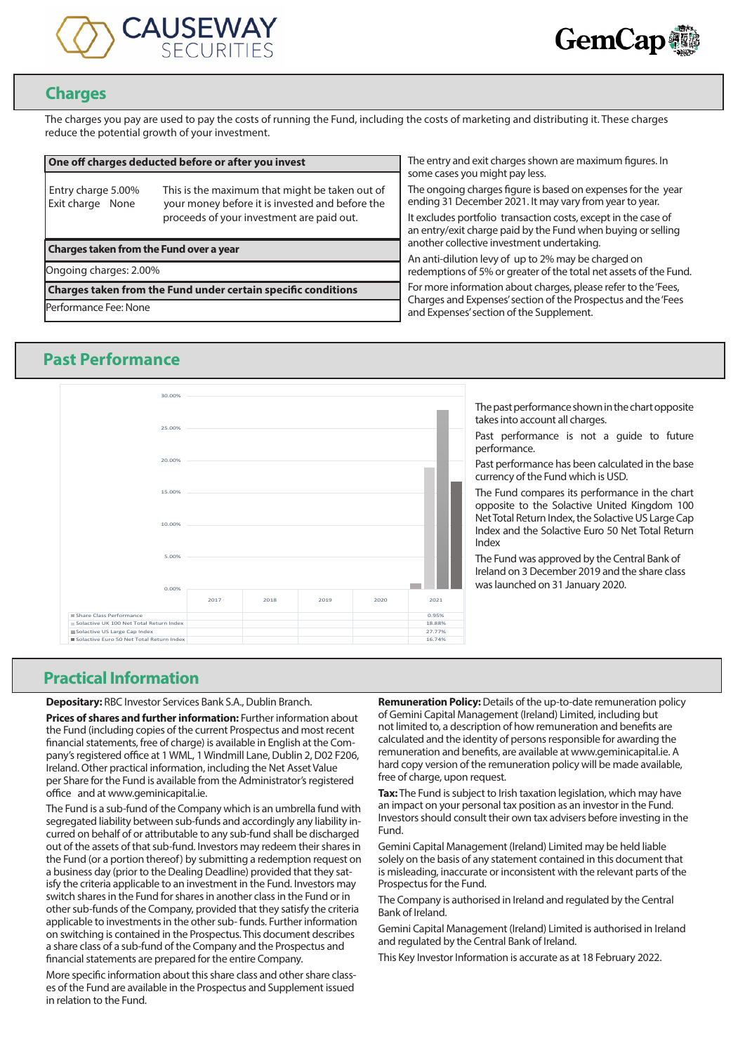## Charges

The charges you pay are used to pay the costs of running the Fund, including the costs of marketing and distributing it. These charges reduce the potential growth of your investment.

| One off charges deducted before or after you invest | |
|---|---|
| Entry charge 5.00%<br>Exit charge None | This is the maximum that might be taken out of your money before it is invested and before the proceeds of your investment are paid out. |
| **Charges taken from the Fund over a year** | |
| Ongoing charges: 2.00% | |
| **Charges taken from the Fund under certain specific conditions** | |
| Performance Fee: None | |

The entry and exit charges shown are maximum figures. In some cases you might pay less.

The ongoing charges figure is based on expenses for the year ending 31 December 2021. It may vary from year to year.

It excludes portfolio transaction costs, except in the case of an entry/exit charge paid by the Fund when buying or selling another collective investment undertaking.

An anti-dilution levy of up to 2% may be charged on redemptions of 5% or greater of the total net assets of the Fund.

For more information about charges, please refer to the 'Fees, Charges and Expenses' section of the Prospectus and the 'Fees and Expenses' section of the Supplement.

## Past Performance

30.00%
25.00%
20.00%
15.00%
10.00%
5.00%
0.00%

2017 2018 2019 2020 2021

Share Class Performance 0.95%
Solactive UK 100 Net Total Return Index 18.88%
Solactive US Large Cap Index 27.77%
Solactive Euro 50 Net Total Return Index 16.74%

The past performance shown in the chart opposite takes into account all charges.

Past performance is not a guide to future performance.

Past performance has been calculated in the base currency of the Fund which is USD.

The Fund compares its performance in the chart opposite to the Solactive United Kingdom 100 Net Total Return Index, the Solactive US Large Cap Index and the Solactive Euro 50 Net Total Return Index

The Fund was approved by the Central Bank of Ireland on 3 December 2019 and the share class was launched on 31 January 2020.

## Practical Information

**Depositary:** RBC Investor Services Bank S.A., Dublin Branch.

**Prices of shares and further information:** Further information about the Fund (including copies of the current Prospectus and most recent financial statements, free of charge) is available in English at the Company's registered office at 1 WML, 1 Windmill Lane, Dublin 2, D02 F206, Ireland. Other practical information, including the Net Asset Value per Share for the Fund is available from the Administrator's registered office and at www.geminicapital.ie.

The Fund is a sub-fund of the Company which is an umbrella fund with segregated liability between sub-funds and accordingly any liability incurred on behalf of or attributable to any sub-fund shall be discharged out of the assets of that sub-fund. Investors may redeem their shares in the Fund (or a portion thereof) by submitting a redemption request on a business day (prior to the Dealing Deadline) provided that they satisfy the criteria applicable to an investment in the Fund. Investors may switch shares in the Fund for shares in another class in the Fund or in other sub-funds of the Company, provided that they satisfy the criteria applicable to investments in the other sub- funds. Further information on switching is contained in the Prospectus. This document describes a share class of a sub-fund of the Company and the Prospectus and financial statements are prepared for the entire Company.

More specific information about this share class and other share classes of the Fund are available in the Prospectus and Supplement issued in relation to the Fund.

**Remuneration Policy:** Details of the up-to-date remuneration policy of Gemini Capital Management (Ireland) Limited, including but not limited to, a description of how remuneration and benefits are calculated and the identity of persons responsible for awarding the remuneration and benefits, are available at www.geminicapital.ie. A hard copy version of the remuneration policy will be made available, free of charge, upon request.

**Tax:** The Fund is subject to Irish taxation legislation, which may have an impact on your personal tax position as an investor in the Fund. Investors should consult their own tax advisers before investing in the Fund.

Gemini Capital Management (Ireland) Limited may be held liable solely on the basis of any statement contained in this document that is misleading, inaccurate or inconsistent with the relevant parts of the Prospectus for the Fund.

The Company is authorised in Ireland and regulated by the Central Bank of Ireland.

Gemini Capital Management (Ireland) Limited is authorised in Ireland and regulated by the Central Bank of Ireland.

This Key Investor Information is accurate as at 18 February 2022.